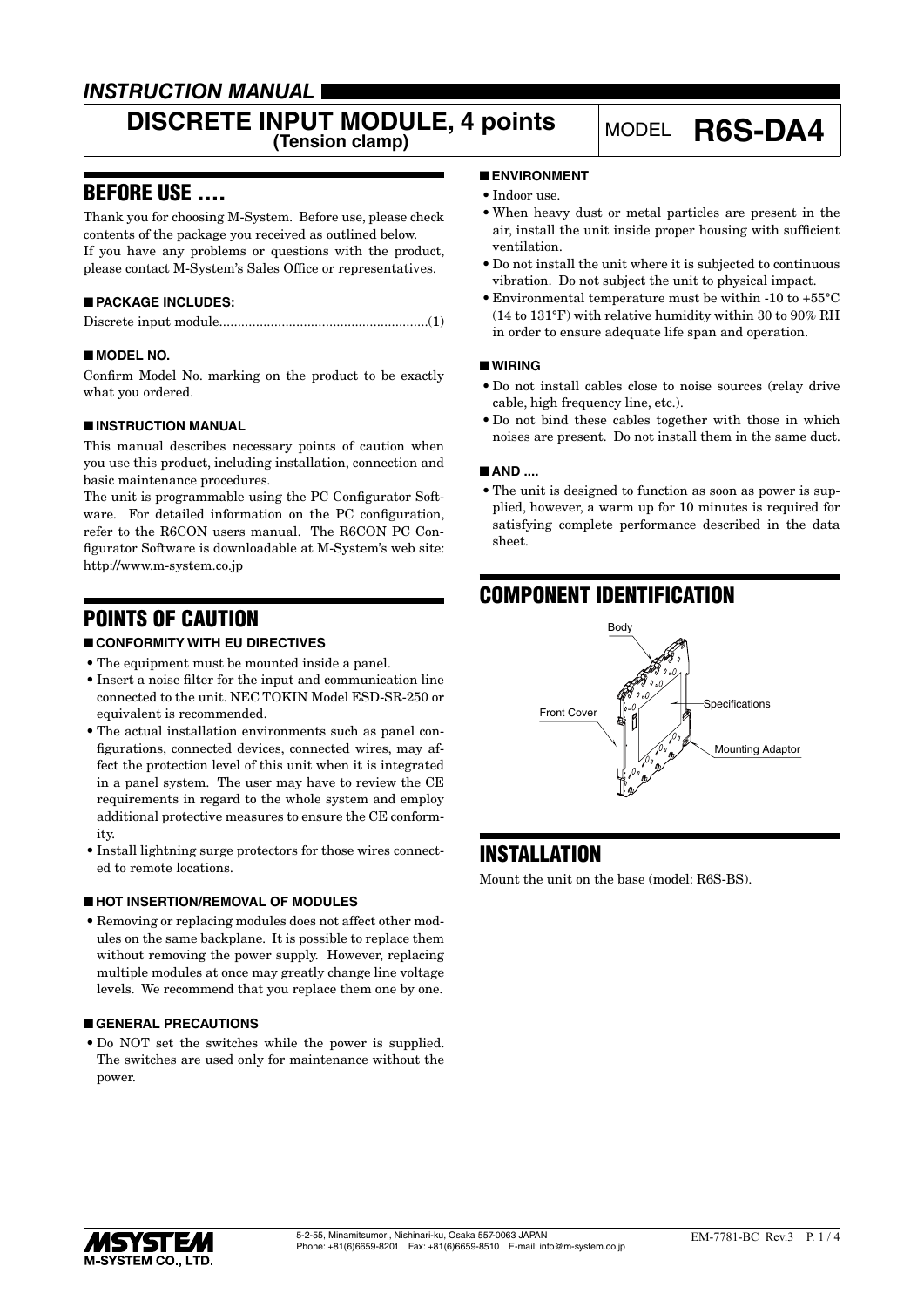***INSTRUCTION MANUAL***

# DISCRETE INPUT MODULE, 4 points (Tension clamp)

MODEL **R6S-DA4**

## BEFORE USE ....

Thank you for choosing M-System. Before use, please check contents of the package you received as outlined below.
If you have any problems or questions with the product, please contact M-System's Sales Office or representatives.

### ■ PACKAGE INCLUDES:

Discrete input module.........................................................(1)

### ■ MODEL NO.

Confirm Model No. marking on the product to be exactly what you ordered.

### ■ INSTRUCTION MANUAL

This manual describes necessary points of caution when you use this product, including installation, connection and basic maintenance procedures.
The unit is programmable using the PC Configurator Software. For detailed information on the PC configuration, refer to the R6CON users manual. The R6CON PC Configurator Software is downloadable at M-System's web site: http://www.m-system.co.jp

## POINTS OF CAUTION

### ■ CONFORMITY WITH EU DIRECTIVES

- The equipment must be mounted inside a panel.
- Insert a noise filter for the input and communication line connected to the unit. NEC TOKIN Model ESD-SR-250 or equivalent is recommended.
- The actual installation environments such as panel configurations, connected devices, connected wires, may affect the protection level of this unit when it is integrated in a panel system. The user may have to review the CE requirements in regard to the whole system and employ additional protective measures to ensure the CE conformity.
- Install lightning surge protectors for those wires connected to remote locations.

### ■ HOT INSERTION/REMOVAL OF MODULES

- Removing or replacing modules does not affect other modules on the same backplane. It is possible to replace them without removing the power supply. However, replacing multiple modules at once may greatly change line voltage levels. We recommend that you replace them one by one.

### ■ GENERAL PRECAUTIONS

- Do NOT set the switches while the power is supplied. The switches are used only for maintenance without the power.

### ■ ENVIRONMENT

- Indoor use.
- When heavy dust or metal particles are present in the air, install the unit inside proper housing with sufficient ventilation.
- Do not install the unit where it is subjected to continuous vibration. Do not subject the unit to physical impact.
- Environmental temperature must be within -10 to +55°C (14 to 131°F) with relative humidity within 30 to 90% RH in order to ensure adequate life span and operation.

### ■ WIRING

- Do not install cables close to noise sources (relay drive cable, high frequency line, etc.).
- Do not bind these cables together with those in which noises are present. Do not install them in the same duct.

### ■ AND ....

- The unit is designed to function as soon as power is supplied, however, a warm up for 10 minutes is required for satisfying complete performance described in the data sheet.

## COMPONENT IDENTIFICATION

Body

Front Cover

Specifications

Mounting Adaptor

## INSTALLATION

Mount the unit on the base (model: R6S-BS).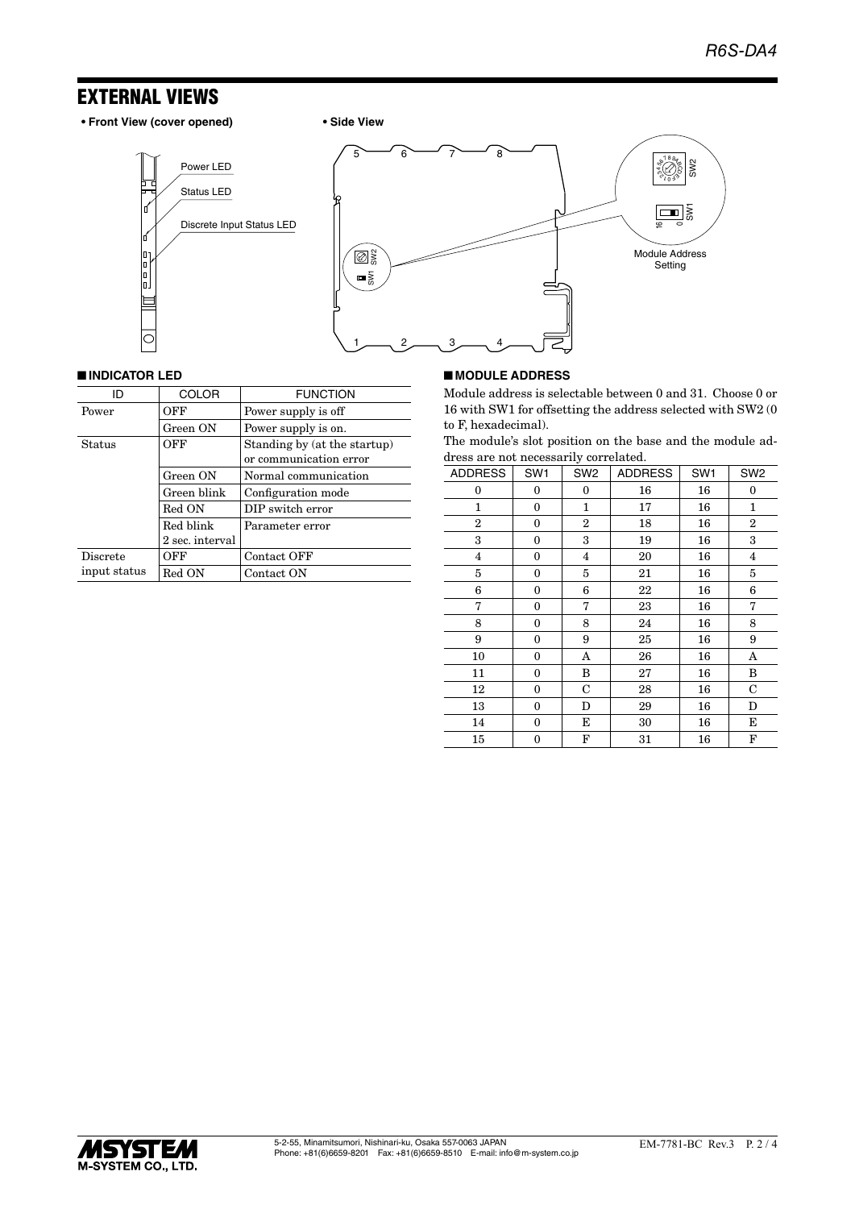## EXTERNAL VIEWS

**• Front View (cover opened)**

Power LED

Status LED

Discrete Input Status LED

**• Side View**

Module Address Setting

### ■ INDICATOR LED

| ID | COLOR | FUNCTION |
|---|---|---|
| Power | OFF | Power supply is off |
| | Green ON | Power supply is on. |
| Status | OFF | Standing by (at the startup) or communication error |
| | Green ON | Normal communication |
| | Green blink | Configuration mode |
| | Red ON | DIP switch error |
| | Red blink 2 sec. interval | Parameter error |
| Discrete input status | OFF | Contact OFF |
| | Red ON | Contact ON |

### ■ MODULE ADDRESS

Module address is selectable between 0 and 31. Choose 0 or 16 with SW1 for offsetting the address selected with SW2 (0 to F, hexadecimal).

The module's slot position on the base and the module address are not necessarily correlated.

| ADDRESS | SW1 | SW2 | ADDRESS | SW1 | SW2 |
|---|---|---|---|---|---|
| 0 | 0 | 0 | 16 | 16 | 0 |
| 1 | 0 | 1 | 17 | 16 | 1 |
| 2 | 0 | 2 | 18 | 16 | 2 |
| 3 | 0 | 3 | 19 | 16 | 3 |
| 4 | 0 | 4 | 20 | 16 | 4 |
| 5 | 0 | 5 | 21 | 16 | 5 |
| 6 | 0 | 6 | 22 | 16 | 6 |
| 7 | 0 | 7 | 23 | 16 | 7 |
| 8 | 0 | 8 | 24 | 16 | 8 |
| 9 | 0 | 9 | 25 | 16 | 9 |
| 10 | 0 | A | 26 | 16 | A |
| 11 | 0 | B | 27 | 16 | B |
| 12 | 0 | C | 28 | 16 | C |
| 13 | 0 | D | 29 | 16 | D |
| 14 | 0 | E | 30 | 16 | E |
| 15 | 0 | F | 31 | 16 | F |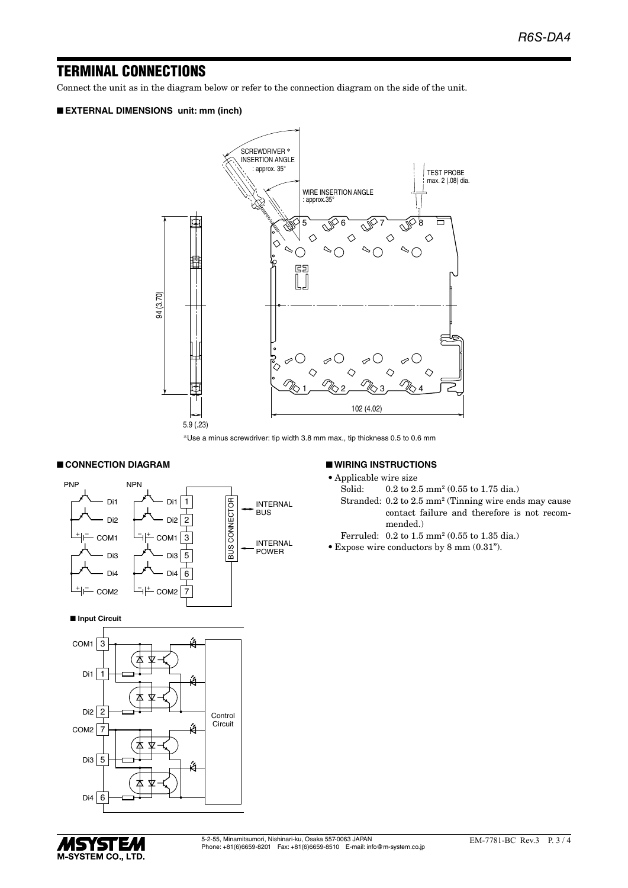# TERMINAL CONNECTIONS

Connect the unit as in the diagram below or refer to the connection diagram on the side of the unit.

## ■ EXTERNAL DIMENSIONS unit: mm (inch)

SCREWDRIVER * INSERTION ANGLE : approx. 35°

WIRE INSERTION ANGLE : approx.35°

TEST PROBE max. 2 (.08) dia.

94 (3.70)

102 (4.02)

5.9 (.23)

*Use a minus screwdriver: tip width 3.8 mm max., tip thickness 0.5 to 0.6 mm

## ■ CONNECTION DIAGRAM

PNP / NPN

Di1 1, Di2 2, COM1 3, Di3 5, Di4 6, COM2 7

BUS CONNECTOR — INTERNAL BUS, INTERNAL POWER

### ■ Input Circuit

COM1 3, Di1 1, Di2 2, COM2 7, Di3 5, Di4 6 — Control Circuit

## ■ WIRING INSTRUCTIONS

- Applicable wire size
  - Solid: 0.2 to 2.5 mm² (0.55 to 1.75 dia.)
  - Stranded: 0.2 to 2.5 mm² (Tinning wire ends may cause contact failure and therefore is not recommended.)
  - Ferruled: 0.2 to 1.5 mm² (0.55 to 1.35 dia.)
- Expose wire conductors by 8 mm (0.31").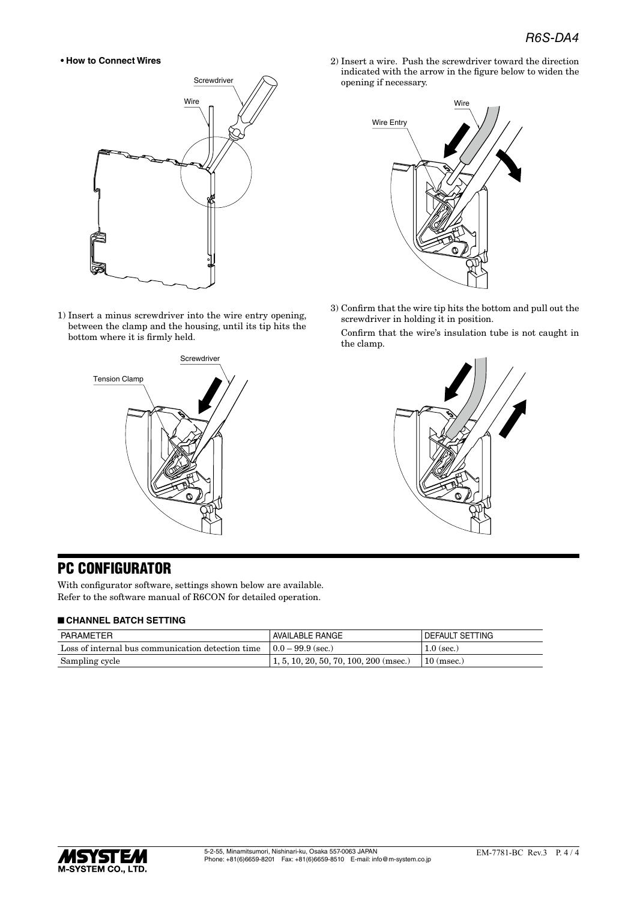• **How to Connect Wires**

Screwdriver

Wire

1) Insert a minus screwdriver into the wire entry opening, between the clamp and the housing, until its tip hits the bottom where it is firmly held.

Screwdriver

Tension Clamp

2) Insert a wire. Push the screwdriver toward the direction indicated with the arrow in the figure below to widen the opening if necessary.

Wire

Wire Entry

3) Confirm that the wire tip hits the bottom and pull out the screwdriver in holding it in position.

Confirm that the wire's insulation tube is not caught in the clamp.

## PC CONFIGURATOR

With configurator software, settings shown below are available.
Refer to the software manual of R6CON for detailed operation.

### ■ CHANNEL BATCH SETTING

| PARAMETER | AVAILABLE RANGE | DEFAULT SETTING |
|---|---|---|
| Loss of internal bus communication detection time | 0.0 – 99.9 (sec.) | 1.0 (sec.) |
| Sampling cycle | 1, 5, 10, 20, 50, 70, 100, 200 (msec.) | 10 (msec.) |